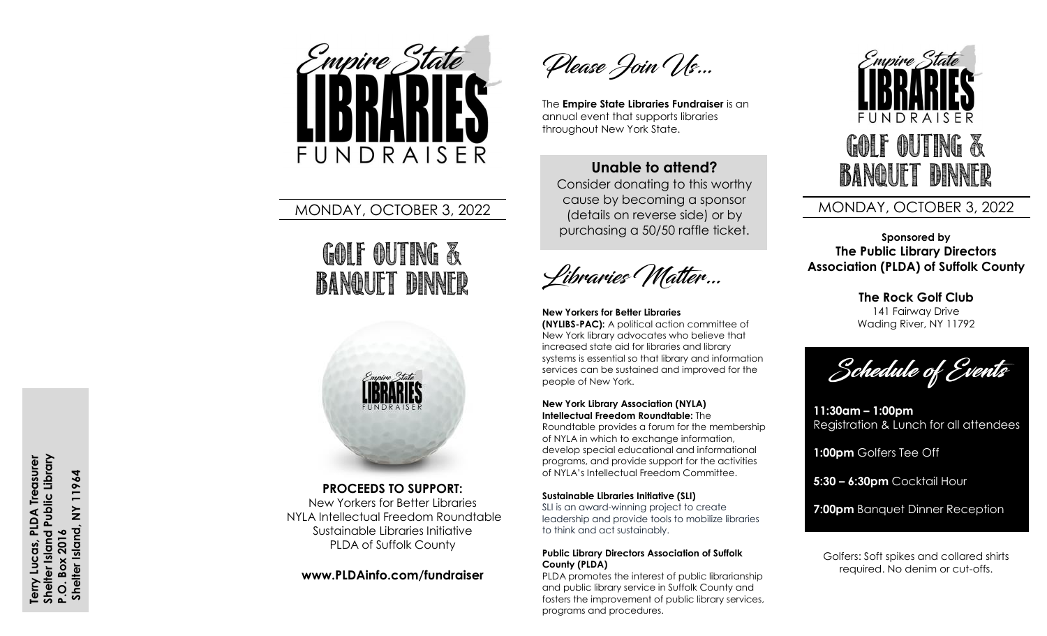Terry Lucas, PLDA Treasurer
Shelter Island Public Library
P.O. Box 2016
Shelter Island, NY 11964

# Empire State LIBRARIES FUNDRAISER

MONDAY, OCTOBER 3, 2022

## GOLF OUTING & BANQUET DINNER

**PROCEEDS TO SUPPORT:**

New Yorkers for Better Libraries
NYLA Intellectual Freedom Roundtable
Sustainable Libraries Initiative
PLDA of Suffolk County

**www.PLDAinfo.com/fundraiser**

## *Please Join Us...*

The **Empire State Libraries Fundraiser** is an annual event that supports libraries throughout New York State.

**Unable to attend?**

Consider donating to this worthy cause by becoming a sponsor (details on reverse side) or by purchasing a 50/50 raffle ticket.

## *Libraries Matter...*

**New Yorkers for Better Libraries (NYLIBS-PAC):** A political action committee of New York library advocates who believe that increased state aid for libraries and library systems is essential so that library and information services can be sustained and improved for the people of New York.

**New York Library Association (NYLA) Intellectual Freedom Roundtable:** The Roundtable provides a forum for the membership of NYLA in which to exchange information, develop special educational and informational programs, and provide support for the activities of NYLA's Intellectual Freedom Committee.

**Sustainable Libraries Initiative (SLI)**
SLI is an award-winning project to create leadership and provide tools to mobilize libraries to think and act sustainably.

**Public Library Directors Association of Suffolk County (PLDA)**
PLDA promotes the interest of public librarianship and public library service in Suffolk County and fosters the improvement of public library services, programs and procedures.

# Empire State LIBRARIES FUNDRAISER

## GOLF OUTING & BANQUET DINNER

MONDAY, OCTOBER 3, 2022

**Sponsored by**
**The Public Library Directors Association (PLDA) of Suffolk County**

**The Rock Golf Club**
141 Fairway Drive
Wading River, NY 11792

## *Schedule of Events*

**11:30am – 1:00pm** Registration & Lunch for all attendees

**1:00pm** Golfers Tee Off

**5:30 – 6:30pm** Cocktail Hour

**7:00pm** Banquet Dinner Reception

Golfers: Soft spikes and collared shirts required. No denim or cut-offs.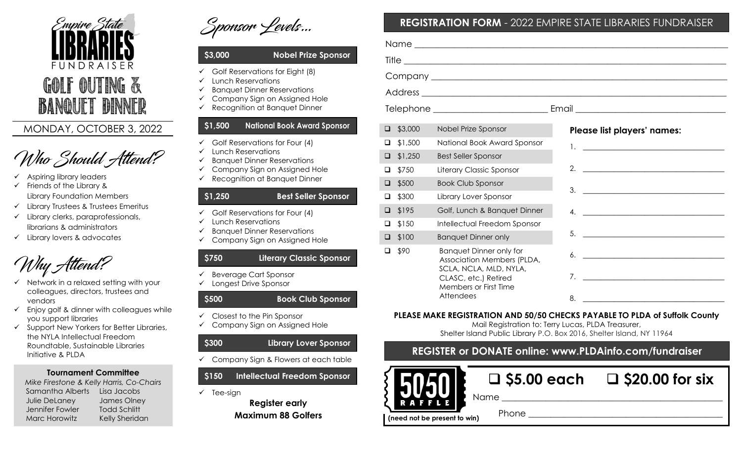# Empire State LIBRARIES FUNDRAISER

## GOLF OUTING & BANQUET DINNER

MONDAY, OCTOBER 3, 2022

## Who Should Attend?

- ✓ Aspiring library leaders
- ✓ Friends of the Library & Library Foundation Members
- ✓ Library Trustees & Trustees Emeritus
- ✓ Library clerks, paraprofessionals, librarians & administrators
- ✓ Library lovers & advocates

## Why Attend?

- ✓ Network in a relaxed setting with your colleagues, directors, trustees and vendors
- ✓ Enjoy golf & dinner with colleagues while you support libraries
- ✓ Support New Yorkers for Better Libraries, the NYLA Intellectual Freedom Roundtable, Sustainable Libraries Initiative & PLDA

### Tournament Committee

*Mike Firestone & Kelly Harris, Co-Chairs*

Samantha Alberts, Lisa Jacobs, Julie DeLaney, James Olney, Jennifer Fowler, Todd Schlitt, Marc Horowitz, Kelly Sheridan

## Sponsor Levels...

**$3,000 — Nobel Prize Sponsor**

- ✓ Golf Reservations for Eight (8)
- ✓ Lunch Reservations
- ✓ Banquet Dinner Reservations
- ✓ Company Sign on Assigned Hole
- ✓ Recognition at Banquet Dinner

**$1,500 — National Book Award Sponsor**

- ✓ Golf Reservations for Four (4)
- ✓ Lunch Reservations
- ✓ Banquet Dinner Reservations
- ✓ Company Sign on Assigned Hole
- ✓ Recognition at Banquet Dinner

**$1,250 — Best Seller Sponsor**

- ✓ Golf Reservations for Four (4)
- ✓ Lunch Reservations
- ✓ Banquet Dinner Reservations
- ✓ Company Sign on Assigned Hole

**$750 — Literary Classic Sponsor**

- ✓ Beverage Cart Sponsor
- ✓ Longest Drive Sponsor

**$500 — Book Club Sponsor**

- ✓ Closest to the Pin Sponsor
- ✓ Company Sign on Assigned Hole

**$300 — Library Lover Sponsor**

- ✓ Company Sign & Flowers at each table

**$150 — Intellectual Freedom Sponsor**

- ✓ Tee-sign

**Register early**

**Maximum 88 Golfers**

## REGISTRATION FORM - 2022 EMPIRE STATE LIBRARIES FUNDRAISER

Name ____________________

Title ____________________

Company ____________________

Address ____________________

Telephone ____________________ Email ____________________

| | | |
|---|---|---|
| ❑ | $3,000 | Nobel Prize Sponsor |
| ❑ | $1,500 | National Book Award Sponsor |
| ❑ | $1,250 | Best Seller Sponsor |
| ❑ | $750 | Literary Classic Sponsor |
| ❑ | $500 | Book Club Sponsor |
| ❑ | $300 | Library Lover Sponsor |
| ❑ | $195 | Golf, Lunch & Banquet Dinner |
| ❑ | $150 | Intellectual Freedom Sponsor |
| ❑ | $100 | Banquet Dinner only |
| ❑ | $90 | Banquet Dinner only for Association Members (PLDA, SCLA, NCLA, MLD, NYLA, CLASC, etc.) Retired Members or First Time Attendees |

**Please list players' names:**

1. ____________________
2. ____________________
3. ____________________
4. ____________________
5. ____________________
6. ____________________
7. ____________________
8. ____________________

**PLEASE MAKE REGISTRATION AND 50/50 CHECKS PAYABLE TO PLDA of Suffolk County**

Mail Registration to: Terry Lucas, PLDA Treasurer, Shelter Island Public Library P.O. Box 2016, Shelter Island, NY 11964

## REGISTER or DONATE online: www.PLDAinfo.com/fundraiser

**5050 RAFFLE**

❑ **$5.00 each** ❑ **$20.00 for six**

Name ____________________

Phone ____________________

**(need not be present to win)**